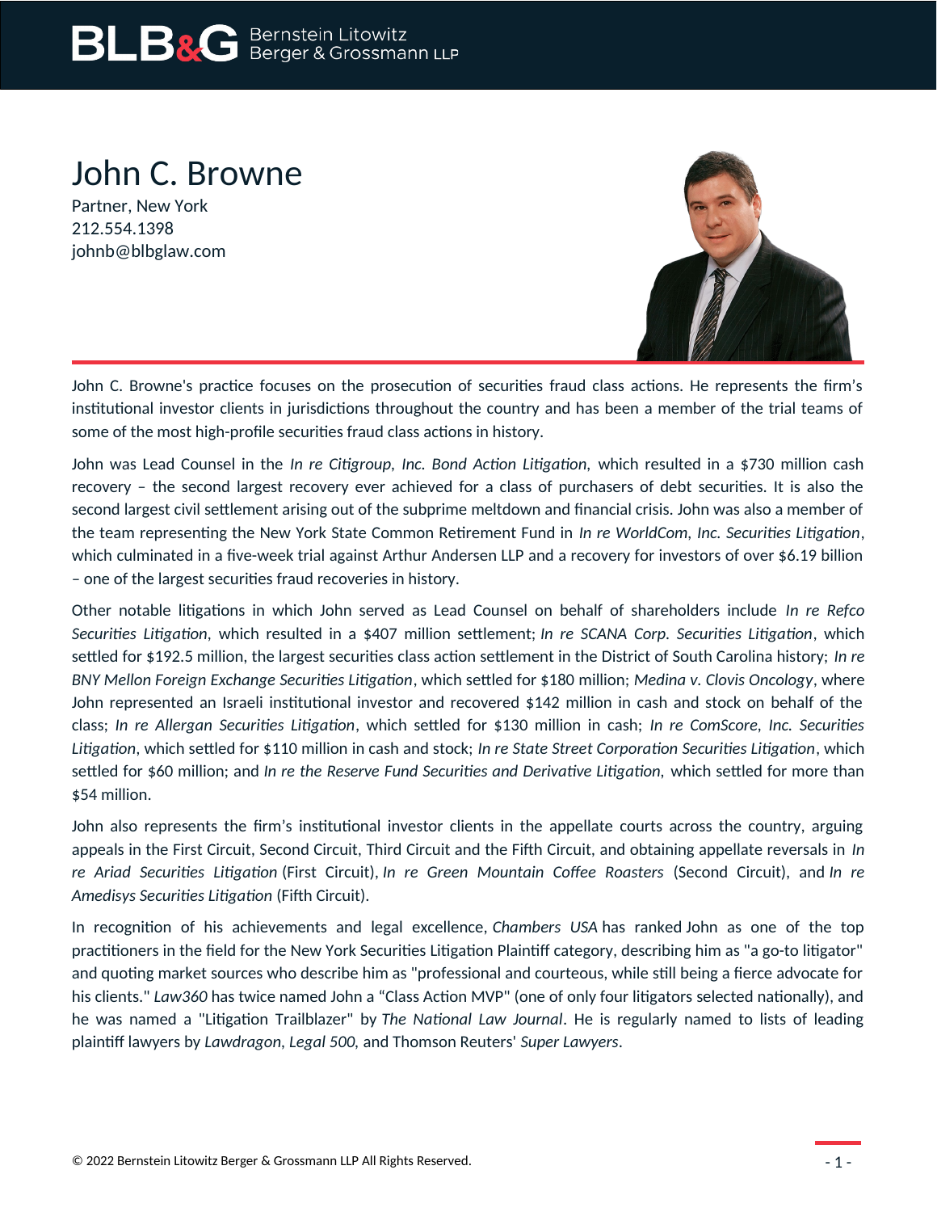# John C. Browne

Partner, New York
212.554.1398
johnb@blbglaw.com

John C. Browne's practice focuses on the prosecution of securities fraud class actions. He represents the firm's institutional investor clients in jurisdictions throughout the country and has been a member of the trial teams of some of the most high-profile securities fraud class actions in history.

John was Lead Counsel in the *In re Citigroup, Inc. Bond Action Litigation*, which resulted in a $730 million cash recovery – the second largest recovery ever achieved for a class of purchasers of debt securities. It is also the second largest civil settlement arising out of the subprime meltdown and financial crisis. John was also a member of the team representing the New York State Common Retirement Fund in *In re WorldCom, Inc. Securities Litigation*, which culminated in a five-week trial against Arthur Andersen LLP and a recovery for investors of over $6.19 billion – one of the largest securities fraud recoveries in history.

Other notable litigations in which John served as Lead Counsel on behalf of shareholders include *In re Refco Securities Litigation*, which resulted in a $407 million settlement; *In re SCANA Corp. Securities Litigation*, which settled for $192.5 million, the largest securities class action settlement in the District of South Carolina history; *In re BNY Mellon Foreign Exchange Securities Litigation*, which settled for $180 million; *Medina v. Clovis Oncology*, where John represented an Israeli institutional investor and recovered $142 million in cash and stock on behalf of the class; *In re Allergan Securities Litigation*, which settled for $130 million in cash; *In re ComScore, Inc. Securities Litigation*, which settled for $110 million in cash and stock; *In re State Street Corporation Securities Litigation*, which settled for $60 million; and *In re the Reserve Fund Securities and Derivative Litigation*, which settled for more than $54 million.

John also represents the firm's institutional investor clients in the appellate courts across the country, arguing appeals in the First Circuit, Second Circuit, Third Circuit and the Fifth Circuit, and obtaining appellate reversals in *In re Ariad Securities Litigation* (First Circuit), *In re Green Mountain Coffee Roasters* (Second Circuit), and *In re Amedisys Securities Litigation* (Fifth Circuit).

In recognition of his achievements and legal excellence, *Chambers USA* has ranked John as one of the top practitioners in the field for the New York Securities Litigation Plaintiff category, describing him as "a go-to litigator" and quoting market sources who describe him as "professional and courteous, while still being a fierce advocate for his clients." *Law360* has twice named John a "Class Action MVP" (one of only four litigators selected nationally), and he was named a "Litigation Trailblazer" by *The National Law Journal*. He is regularly named to lists of leading plaintiff lawyers by *Lawdragon*, *Legal 500*, and Thomson Reuters' *Super Lawyers*.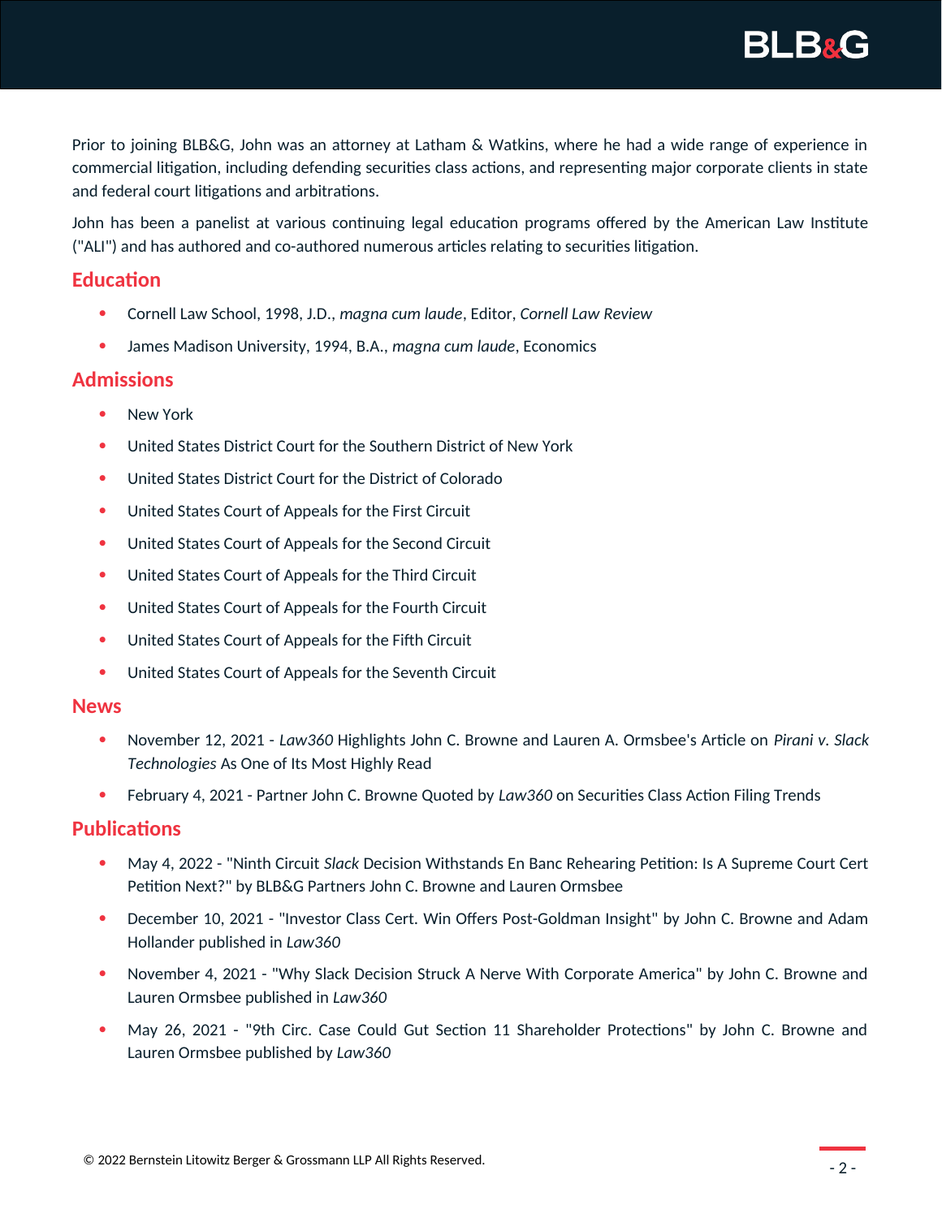Prior to joining BLB&G, John was an attorney at Latham & Watkins, where he had a wide range of experience in commercial litigation, including defending securities class actions, and representing major corporate clients in state and federal court litigations and arbitrations.

John has been a panelist at various continuing legal education programs offered by the American Law Institute ("ALI") and has authored and co-authored numerous articles relating to securities litigation.

## Education

- Cornell Law School, 1998, J.D., *magna cum laude*, Editor, *Cornell Law Review*
- James Madison University, 1994, B.A., *magna cum laude*, Economics

## Admissions

- New York
- United States District Court for the Southern District of New York
- United States District Court for the District of Colorado
- United States Court of Appeals for the First Circuit
- United States Court of Appeals for the Second Circuit
- United States Court of Appeals for the Third Circuit
- United States Court of Appeals for the Fourth Circuit
- United States Court of Appeals for the Fifth Circuit
- United States Court of Appeals for the Seventh Circuit

## News

- November 12, 2021 - *Law360* Highlights John C. Browne and Lauren A. Ormsbee's Article on *Pirani v. Slack Technologies* As One of Its Most Highly Read
- February 4, 2021 - Partner John C. Browne Quoted by *Law360* on Securities Class Action Filing Trends

## Publications

- May 4, 2022 - "Ninth Circuit *Slack* Decision Withstands En Banc Rehearing Petition: Is A Supreme Court Cert Petition Next?" by BLB&G Partners John C. Browne and Lauren Ormsbee
- December 10, 2021 - "Investor Class Cert. Win Offers Post-Goldman Insight" by John C. Browne and Adam Hollander published in *Law360*
- November 4, 2021 - "Why Slack Decision Struck A Nerve With Corporate America" by John C. Browne and Lauren Ormsbee published in *Law360*
- May 26, 2021 - "9th Circ. Case Could Gut Section 11 Shareholder Protections" by John C. Browne and Lauren Ormsbee published by *Law360*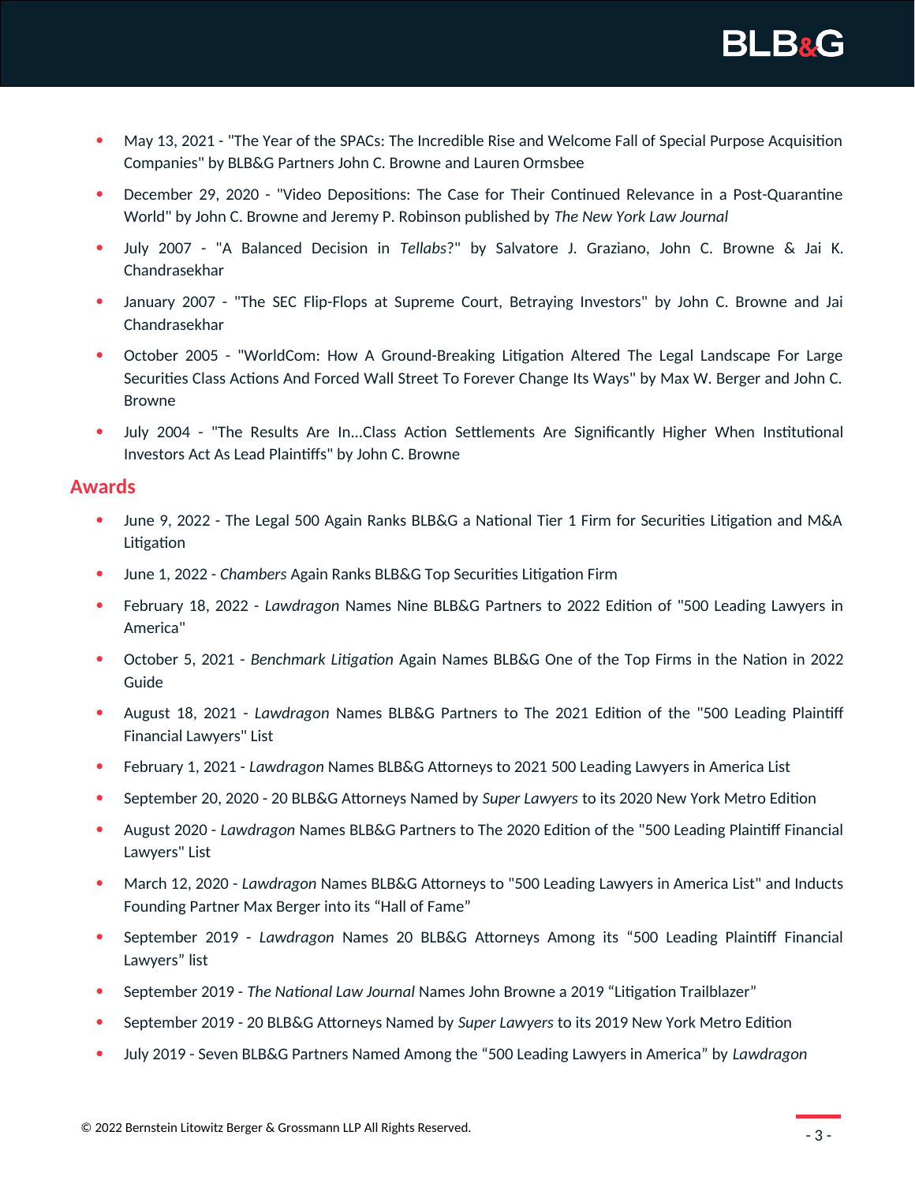- May 13, 2021 - "The Year of the SPACs: The Incredible Rise and Welcome Fall of Special Purpose Acquisition Companies" by BLB&G Partners John C. Browne and Lauren Ormsbee
- December 29, 2020 - "Video Depositions: The Case for Their Continued Relevance in a Post-Quarantine World" by John C. Browne and Jeremy P. Robinson published by *The New York Law Journal*
- July 2007 - "A Balanced Decision in *Tellabs*?" by Salvatore J. Graziano, John C. Browne & Jai K. Chandrasekhar
- January 2007 - "The SEC Flip-Flops at Supreme Court, Betraying Investors" by John C. Browne and Jai Chandrasekhar
- October 2005 - "WorldCom: How A Ground-Breaking Litigation Altered The Legal Landscape For Large Securities Class Actions And Forced Wall Street To Forever Change Its Ways" by Max W. Berger and John C. Browne
- July 2004 - "The Results Are In...Class Action Settlements Are Significantly Higher When Institutional Investors Act As Lead Plaintiffs" by John C. Browne

## Awards

- June 9, 2022 - The Legal 500 Again Ranks BLB&G a National Tier 1 Firm for Securities Litigation and M&A Litigation
- June 1, 2022 - *Chambers* Again Ranks BLB&G Top Securities Litigation Firm
- February 18, 2022 - *Lawdragon* Names Nine BLB&G Partners to 2022 Edition of "500 Leading Lawyers in America"
- October 5, 2021 - *Benchmark Litigation* Again Names BLB&G One of the Top Firms in the Nation in 2022 Guide
- August 18, 2021 - *Lawdragon* Names BLB&G Partners to The 2021 Edition of the "500 Leading Plaintiff Financial Lawyers" List
- February 1, 2021 - *Lawdragon* Names BLB&G Attorneys to 2021 500 Leading Lawyers in America List
- September 20, 2020 - 20 BLB&G Attorneys Named by *Super Lawyers* to its 2020 New York Metro Edition
- August 2020 - *Lawdragon* Names BLB&G Partners to The 2020 Edition of the "500 Leading Plaintiff Financial Lawyers" List
- March 12, 2020 - *Lawdragon* Names BLB&G Attorneys to "500 Leading Lawyers in America List" and Inducts Founding Partner Max Berger into its "Hall of Fame"
- September 2019 - *Lawdragon* Names 20 BLB&G Attorneys Among its "500 Leading Plaintiff Financial Lawyers" list
- September 2019 - *The National Law Journal* Names John Browne a 2019 "Litigation Trailblazer"
- September 2019 - 20 BLB&G Attorneys Named by *Super Lawyers* to its 2019 New York Metro Edition
- July 2019 - Seven BLB&G Partners Named Among the "500 Leading Lawyers in America" by *Lawdragon*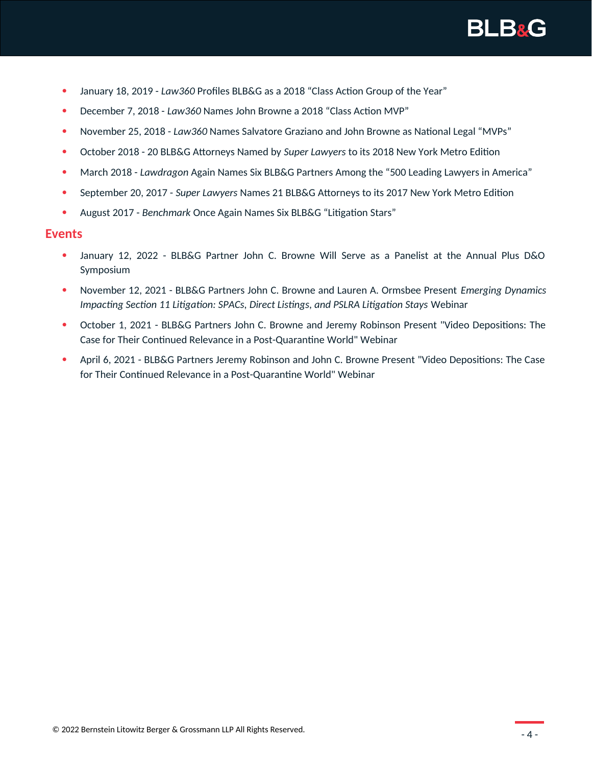- January 18, 2019 - *Law360* Profiles BLB&G as a 2018 “Class Action Group of the Year”
- December 7, 2018 - *Law360* Names John Browne a 2018 “Class Action MVP”
- November 25, 2018 - *Law360* Names Salvatore Graziano and John Browne as National Legal “MVPs”
- October 2018 - 20 BLB&G Attorneys Named by *Super Lawyers* to its 2018 New York Metro Edition
- March 2018 - *Lawdragon* Again Names Six BLB&G Partners Among the “500 Leading Lawyers in America”
- September 20, 2017 - *Super Lawyers* Names 21 BLB&G Attorneys to its 2017 New York Metro Edition
- August 2017 - *Benchmark* Once Again Names Six BLB&G “Litigation Stars”

## Events

- January 12, 2022 - BLB&G Partner John C. Browne Will Serve as a Panelist at the Annual Plus D&O Symposium
- November 12, 2021 - BLB&G Partners John C. Browne and Lauren A. Ormsbee Present *Emerging Dynamics Impacting Section 11 Litigation: SPACs, Direct Listings, and PSLRA Litigation Stays* Webinar
- October 1, 2021 - BLB&G Partners John C. Browne and Jeremy Robinson Present "Video Depositions: The Case for Their Continued Relevance in a Post-Quarantine World" Webinar
- April 6, 2021 - BLB&G Partners Jeremy Robinson and John C. Browne Present "Video Depositions: The Case for Their Continued Relevance in a Post-Quarantine World" Webinar

© 2022 Bernstein Litowitz Berger & Grossmann LLP All Rights Reserved.